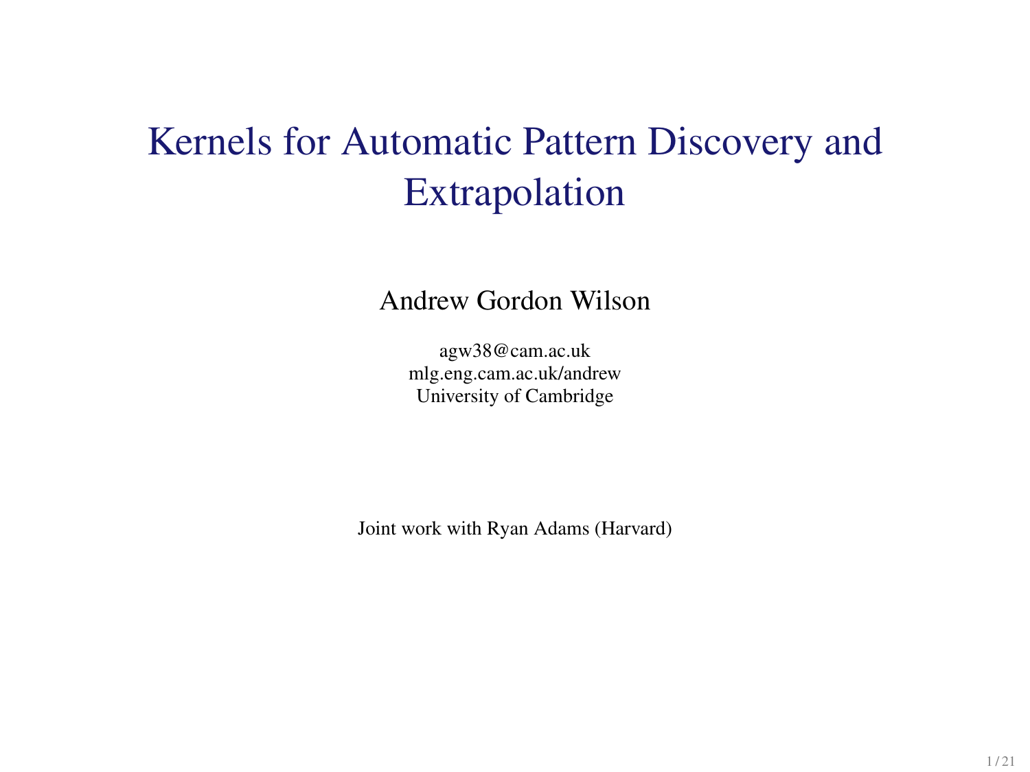# Kernels for Automatic Pattern Discovery and Extrapolation

Andrew Gordon Wilson

agw38@cam.ac.uk
mlg.eng.cam.ac.uk/andrew
University of Cambridge

Joint work with Ryan Adams (Harvard)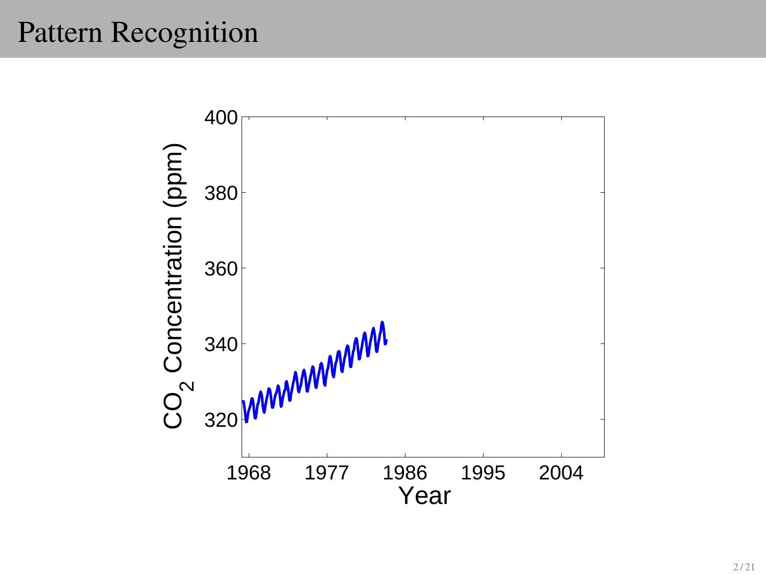# Pattern Recognition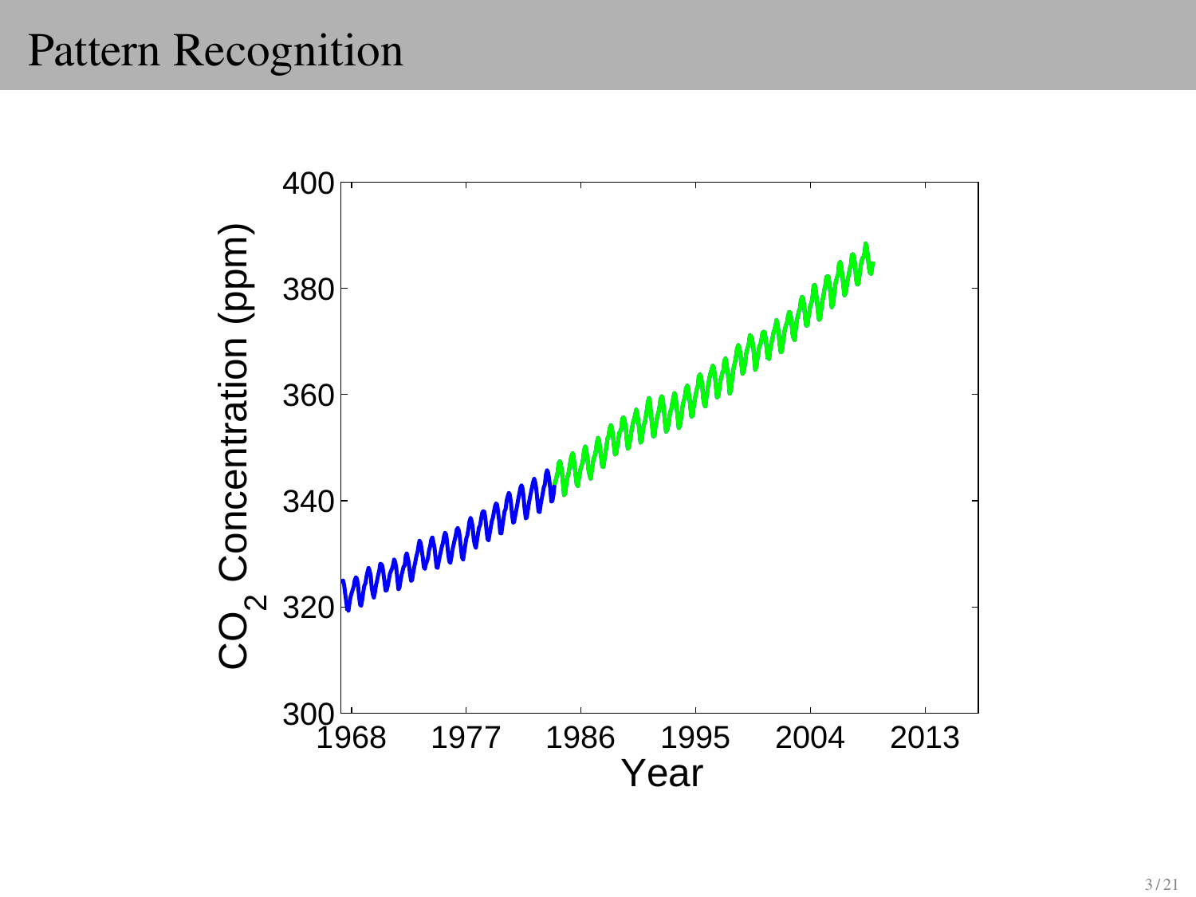# Pattern Recognition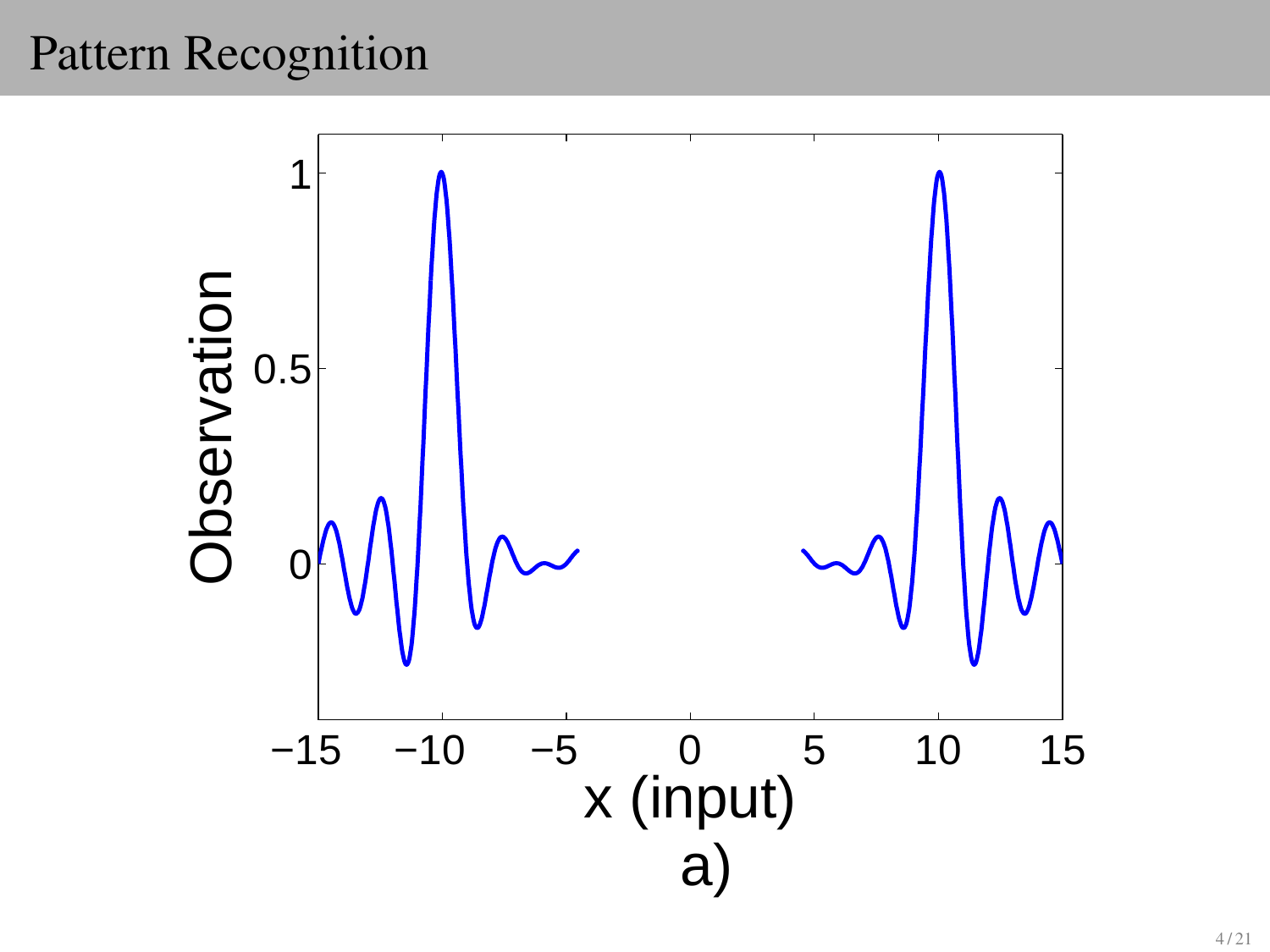# Pattern Recognition

a)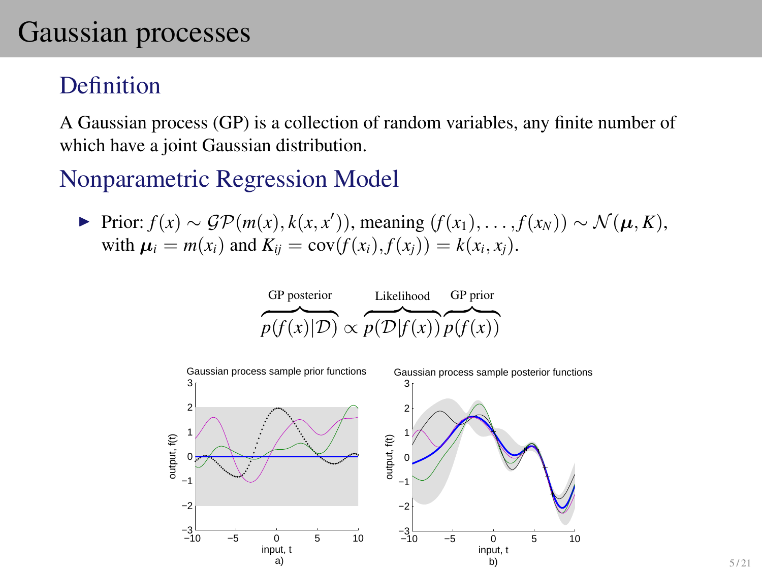# Gaussian processes

## Definition

A Gaussian process (GP) is a collection of random variables, any finite number of which have a joint Gaussian distribution.

## Nonparametric Regression Model

- Prior: $f(x) \sim \mathcal{GP}(m(x), k(x, x'))$, meaning $(f(x_1), \ldots, f(x_N)) \sim \mathcal{N}(\boldsymbol{\mu}, K)$, with $\boldsymbol{\mu}_i = m(x_i)$ and $K_{ij} = \text{cov}(f(x_i), f(x_j)) = k(x_i, x_j)$.

$$\overbrace{p(f(x)|\mathcal{D})}^{\text{GP posterior}} \propto \overbrace{p(\mathcal{D}|f(x))}^{\text{Likelihood}} \overbrace{p(f(x))}^{\text{GP prior}}$$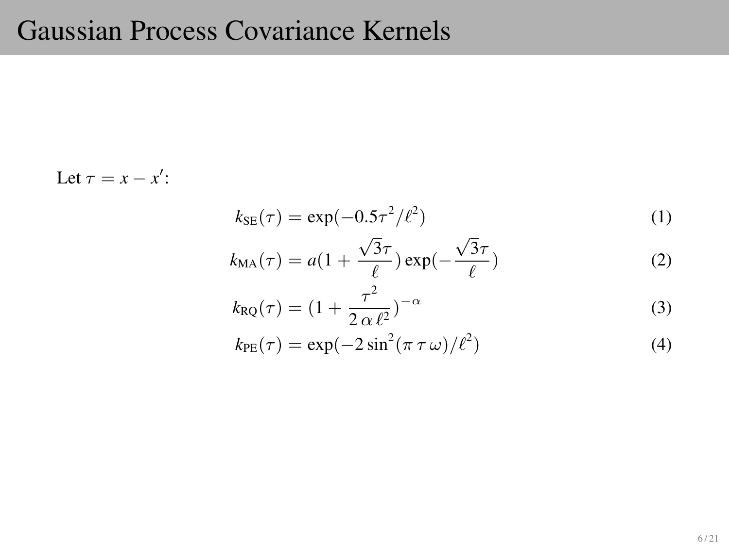# Gaussian Process Covariance Kernels

Let $\tau = x - x'$:

$$k_{\text{SE}}(\tau) = \exp(-0.5\tau^2/\ell^2) \tag{1}$$

$$k_{\text{MA}}(\tau) = a(1 + \frac{\sqrt{3}\tau}{\ell})\exp(-\frac{\sqrt{3}\tau}{\ell}) \tag{2}$$

$$k_{\text{RQ}}(\tau) = (1 + \frac{\tau^2}{2\,\alpha\,\ell^2})^{-\alpha} \tag{3}$$

$$k_{\text{PE}}(\tau) = \exp(-2\sin^2(\pi\,\tau\,\omega)/\ell^2) \tag{4}$$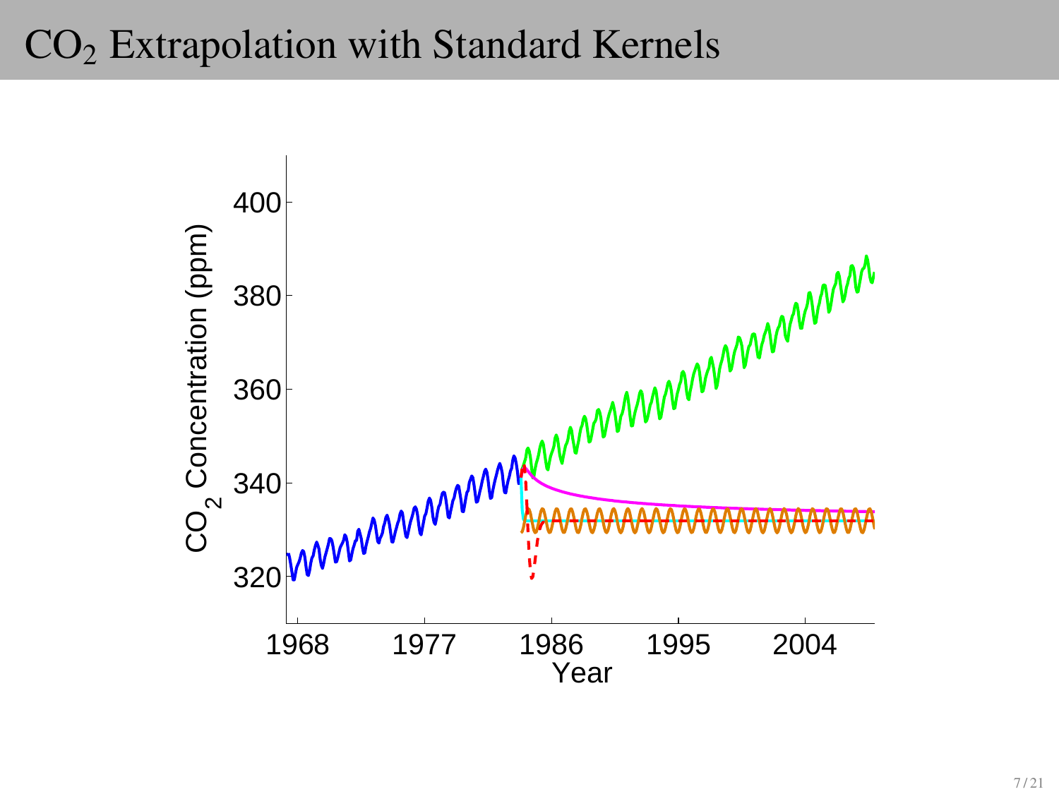# $CO_2$ Extrapolation with Standard Kernels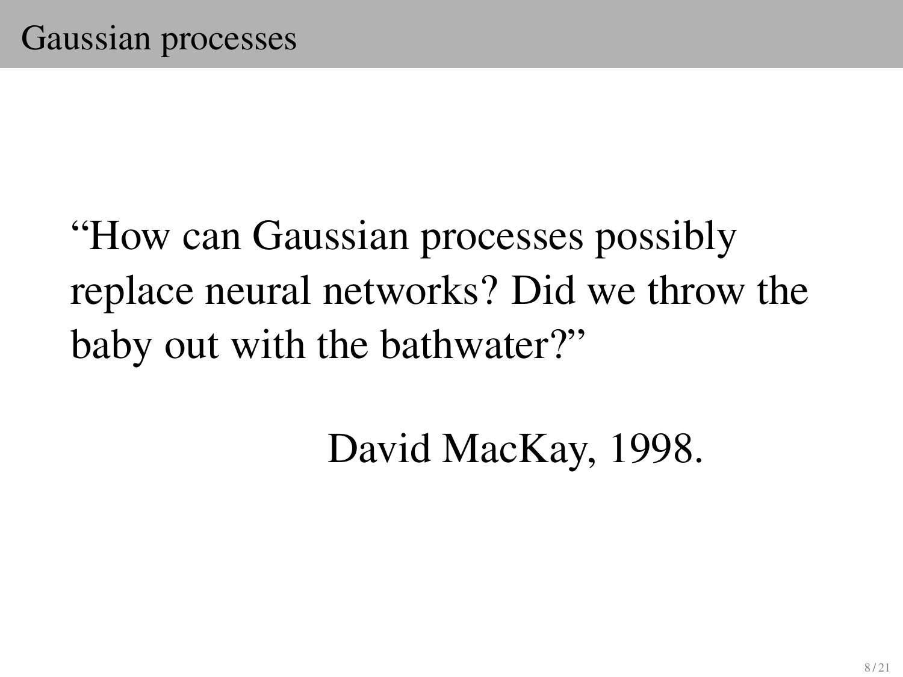# Gaussian processes

"How can Gaussian processes possibly replace neural networks? Did we throw the baby out with the bathwater?"

David MacKay, 1998.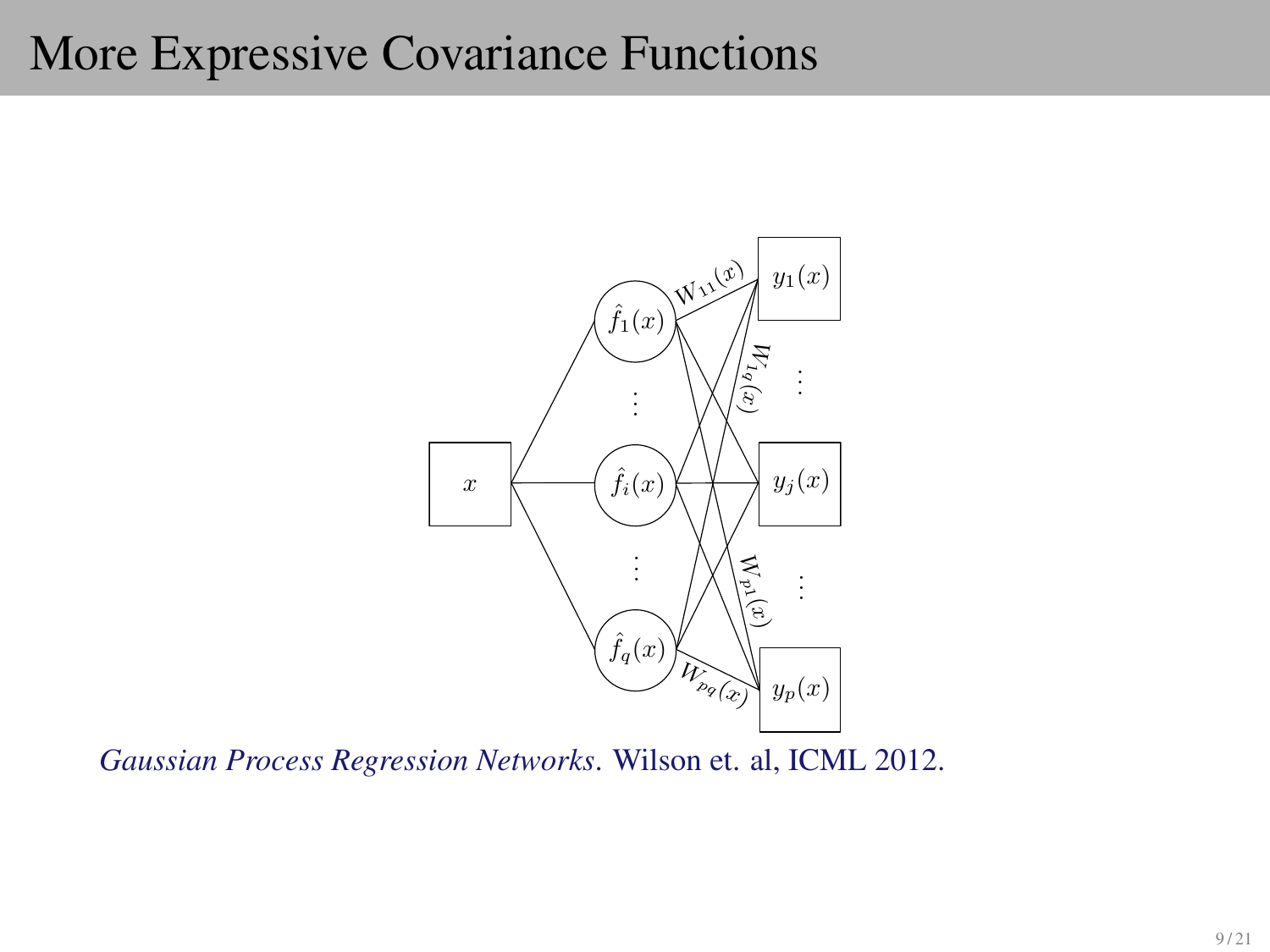# More Expressive Covariance Functions

*Gaussian Process Regression Networks.* Wilson et. al, ICML 2012.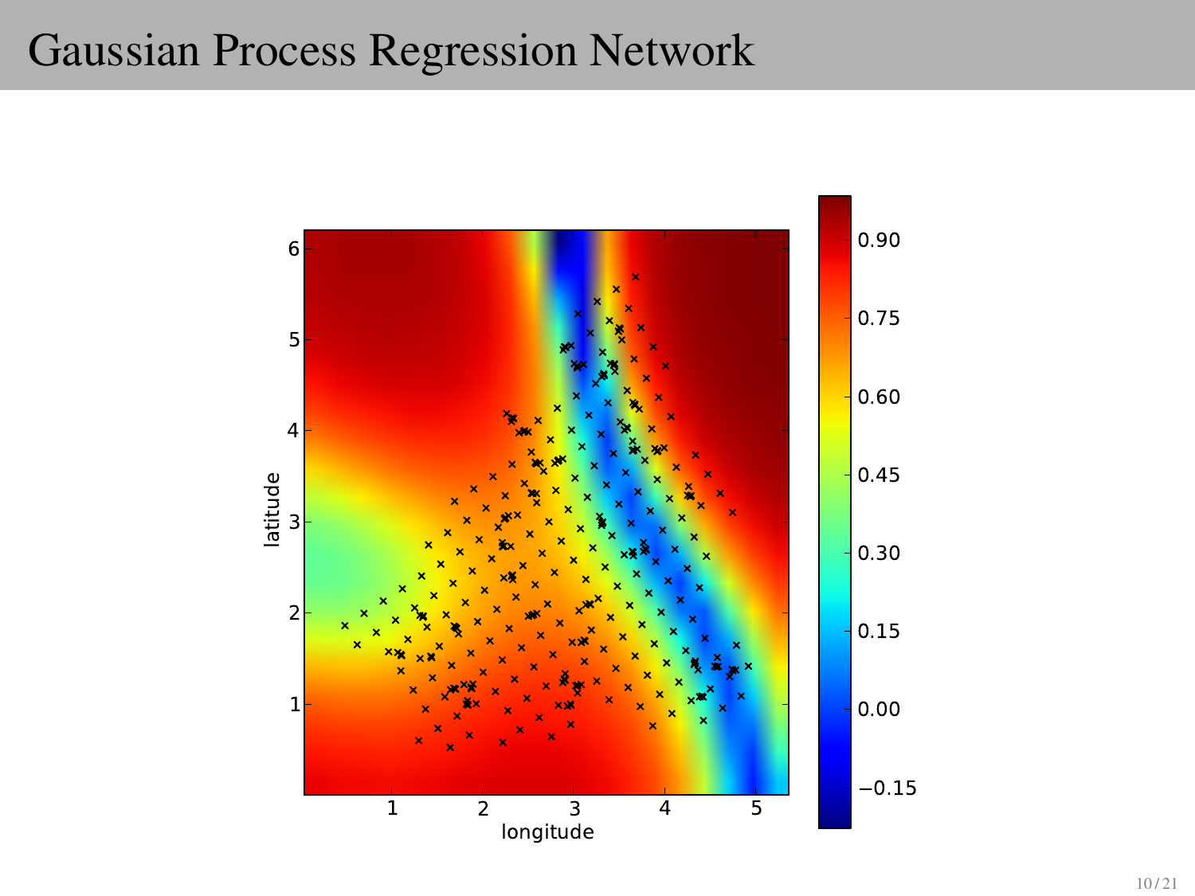# Gaussian Process Regression Network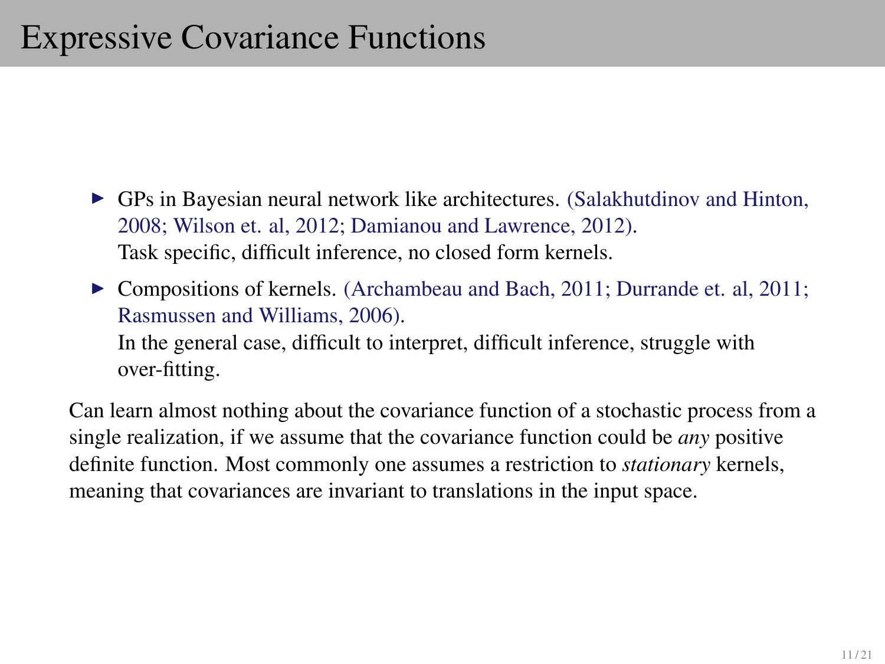# Expressive Covariance Functions

- GPs in Bayesian neural network like architectures. (Salakhutdinov and Hinton, 2008; Wilson et. al, 2012; Damianou and Lawrence, 2012).
  Task specific, difficult inference, no closed form kernels.
- Compositions of kernels. (Archambeau and Bach, 2011; Durrande et. al, 2011; Rasmussen and Williams, 2006).
  In the general case, difficult to interpret, difficult inference, struggle with over-fitting.

Can learn almost nothing about the covariance function of a stochastic process from a single realization, if we assume that the covariance function could be *any* positive definite function. Most commonly one assumes a restriction to *stationary* kernels, meaning that covariances are invariant to translations in the input space.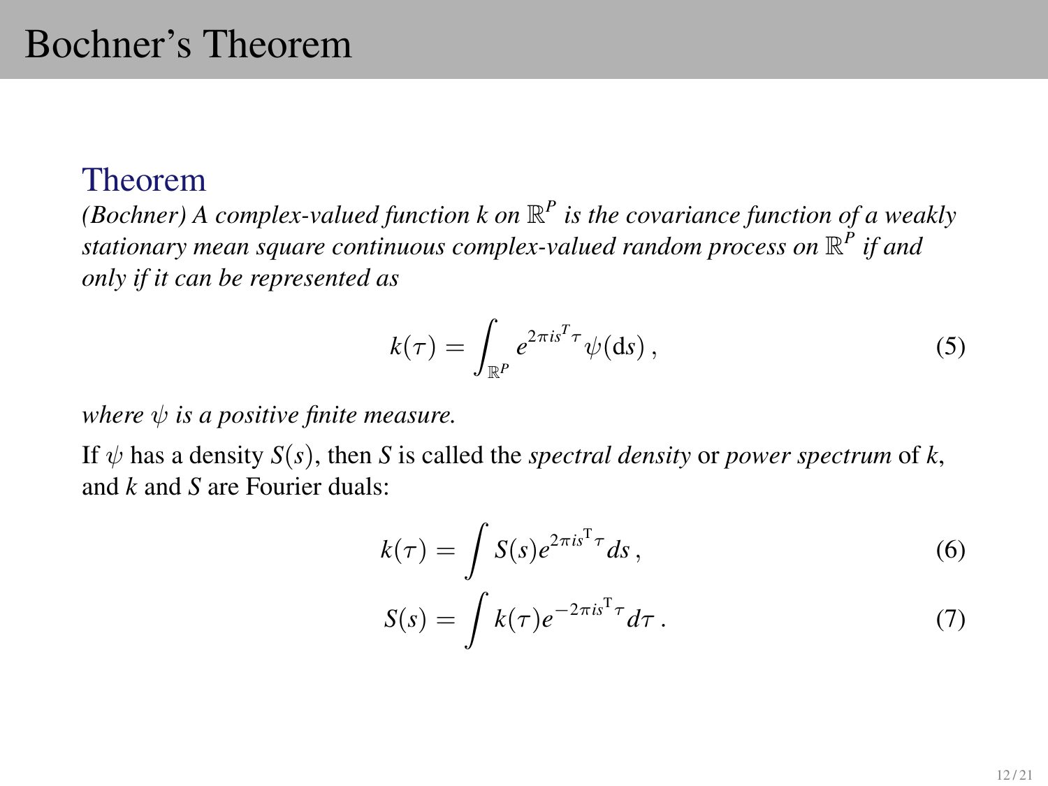# Bochner's Theorem

## Theorem

*(Bochner) A complex-valued function $k$ on $\mathbb{R}^P$ is the covariance function of a weakly stationary mean square continuous complex-valued random process on $\mathbb{R}^P$ if and only if it can be represented as*

$$k(\tau) = \int_{\mathbb{R}^P} e^{2\pi i s^T \tau} \psi(\mathrm{d}s)\,, \tag{5}$$

*where $\psi$ is a positive finite measure.*

If $\psi$ has a density $S(s)$, then $S$ is called the *spectral density* or *power spectrum* of $k$, and $k$ and $S$ are Fourier duals:

$$k(\tau) = \int S(s) e^{2\pi i s^{\mathrm{T}} \tau} ds\,, \tag{6}$$

$$S(s) = \int k(\tau) e^{-2\pi i s^{\mathrm{T}} \tau} d\tau\,. \tag{7}$$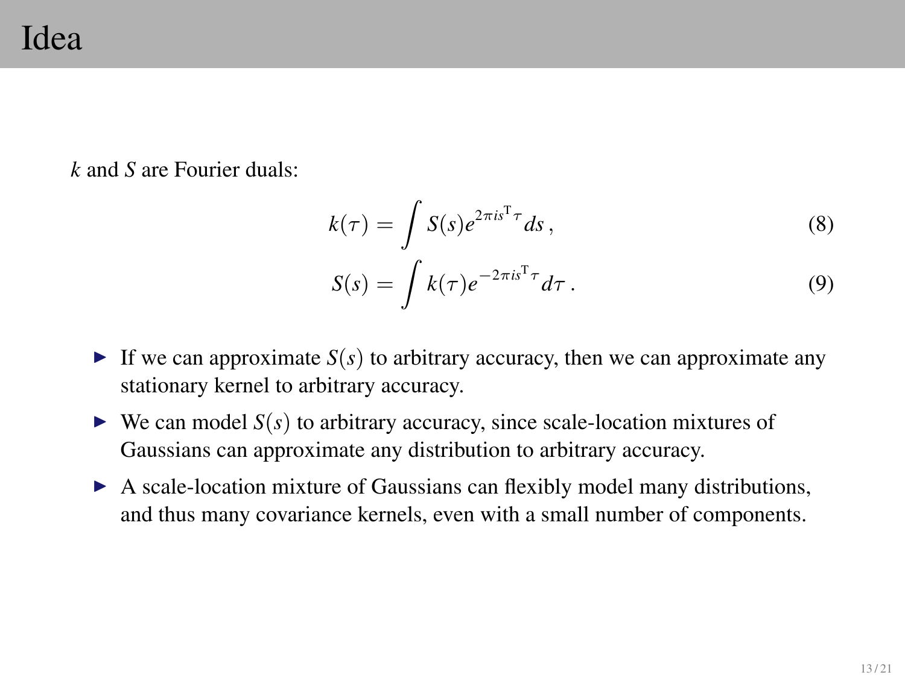# Idea

$k$ and $S$ are Fourier duals:

$$k(\tau) = \int S(s) e^{2\pi i s^{\mathrm{T}} \tau} ds \,, \tag{8}$$

$$S(s) = \int k(\tau) e^{-2\pi i s^{\mathrm{T}} \tau} d\tau \,. \tag{9}$$

- If we can approximate $S(s)$ to arbitrary accuracy, then we can approximate any stationary kernel to arbitrary accuracy.
- We can model $S(s)$ to arbitrary accuracy, since scale-location mixtures of Gaussians can approximate any distribution to arbitrary accuracy.
- A scale-location mixture of Gaussians can flexibly model many distributions, and thus many covariance kernels, even with a small number of components.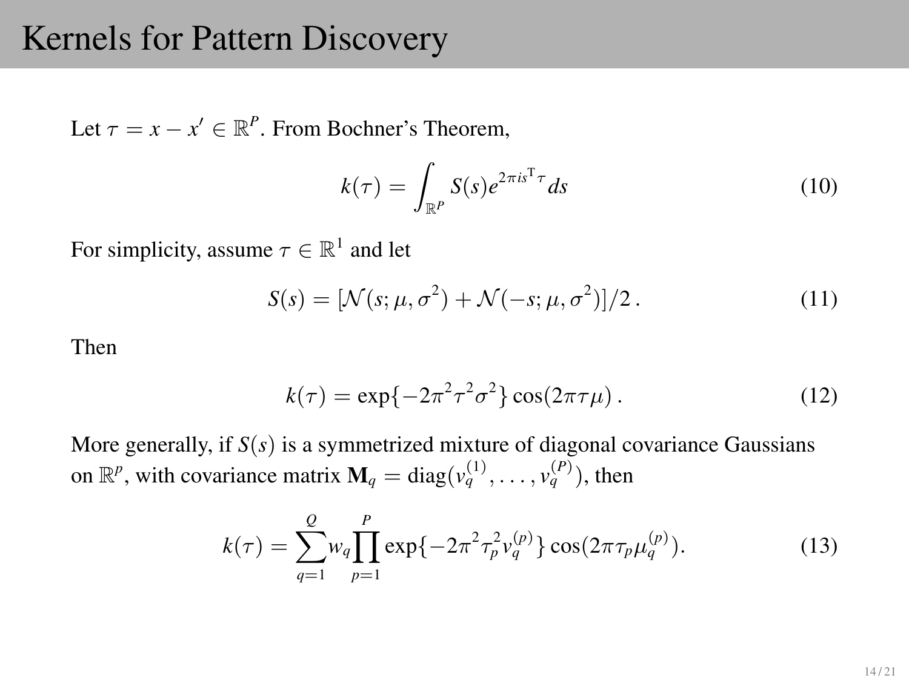# Kernels for Pattern Discovery

Let $\tau = x - x' \in \mathbb{R}^P$. From Bochner's Theorem,

$$k(\tau) = \int_{\mathbb{R}^P} S(s) e^{2\pi i s^{\mathrm{T}} \tau} ds \tag{10}$$

For simplicity, assume $\tau \in \mathbb{R}^1$ and let

$$S(s) = [\mathcal{N}(s; \mu, \sigma^2) + \mathcal{N}(-s; \mu, \sigma^2)]/2 \, . \tag{11}$$

Then

$$k(\tau) = \exp\{-2\pi^2 \tau^2 \sigma^2\} \cos(2\pi \tau \mu) \, . \tag{12}$$

More generally, if $S(s)$ is a symmetrized mixture of diagonal covariance Gaussians on $\mathbb{R}^p$, with covariance matrix $\mathbf{M}_q = \mathrm{diag}(v_q^{(1)}, \ldots, v_q^{(P)})$, then

$$k(\tau) = \sum_{q=1}^{Q} w_q \prod_{p=1}^{P} \exp\{-2\pi^2 \tau_p^2 v_q^{(p)}\} \cos(2\pi \tau_p \mu_q^{(p)}). \tag{13}$$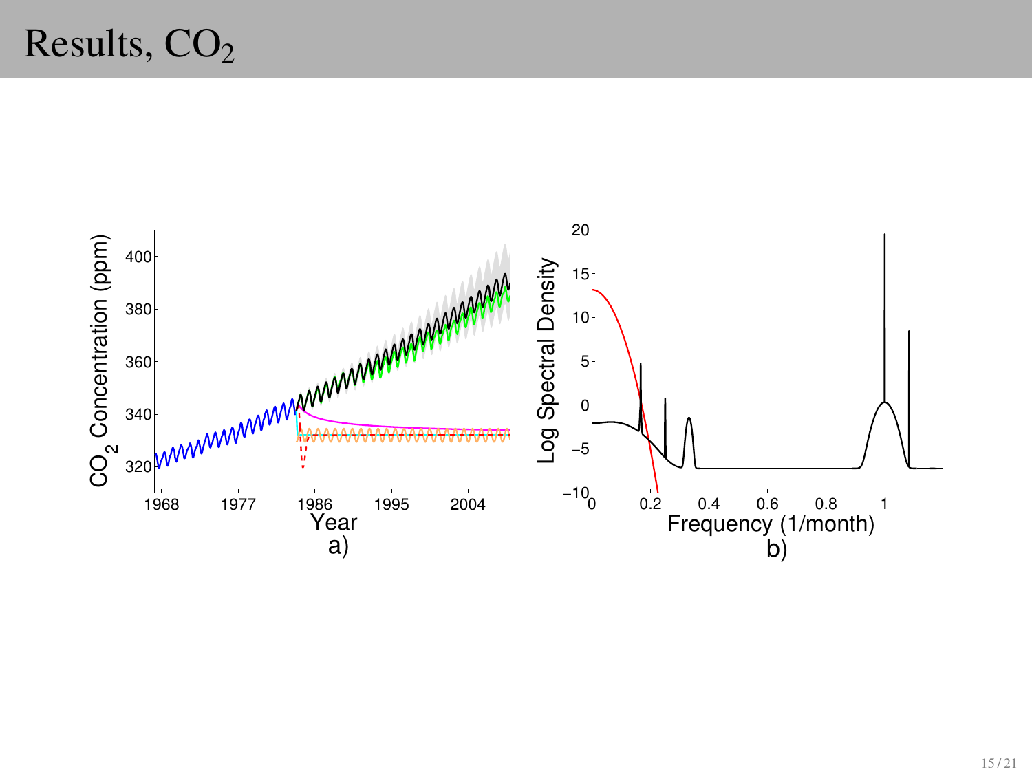# Results, $CO_2$

a)

b)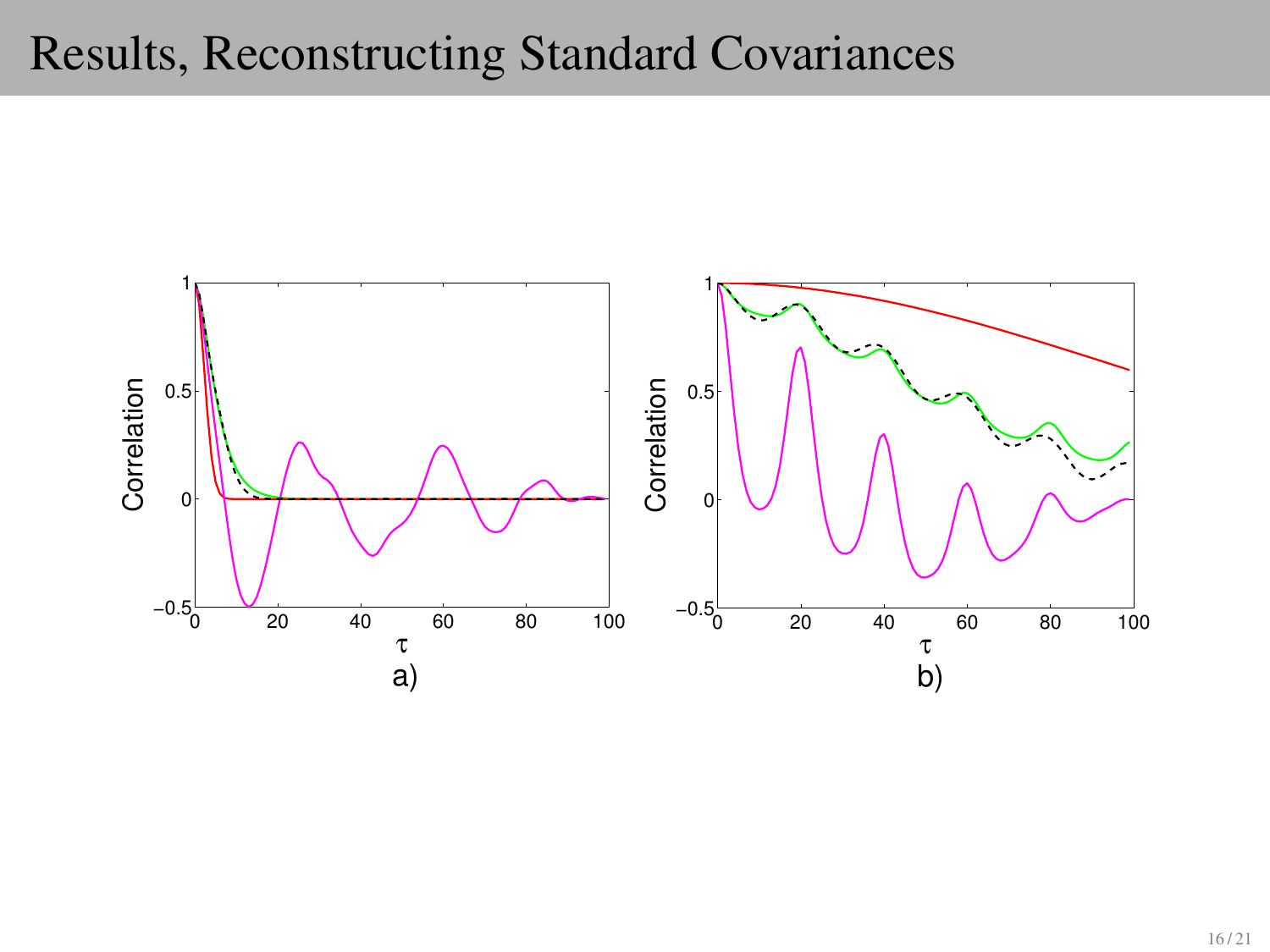# Results, Reconstructing Standard Covariances

a) b)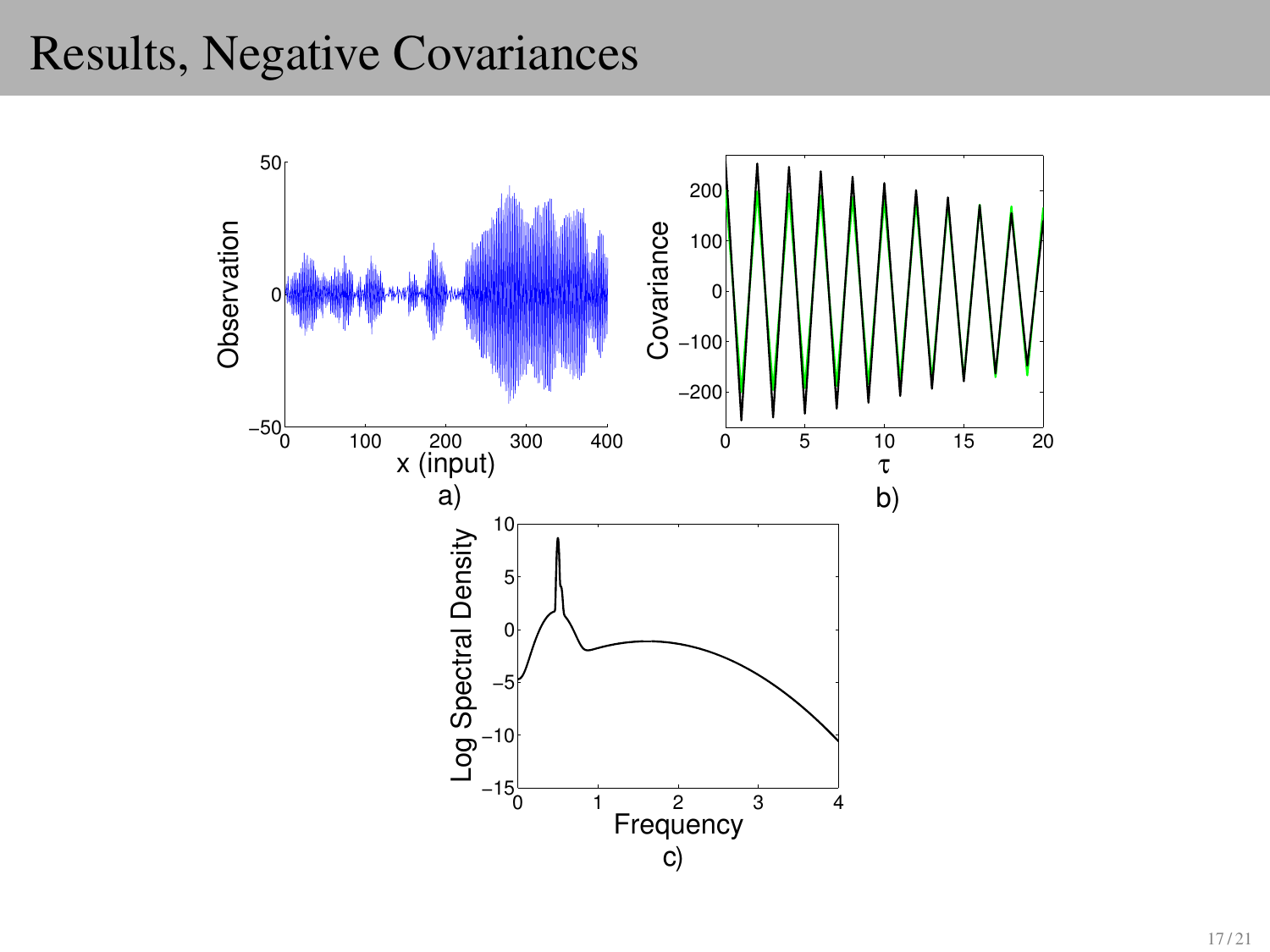# Results, Negative Covariances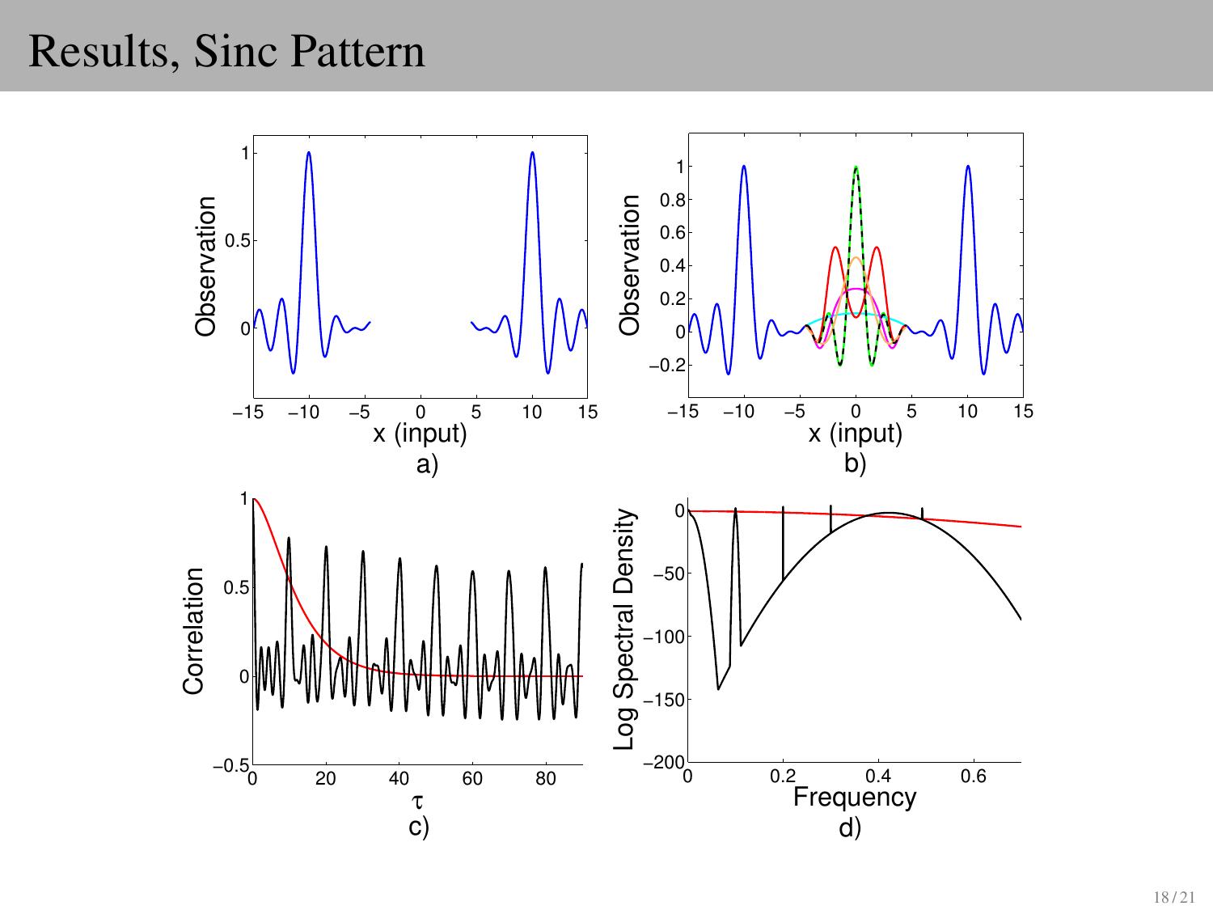# Results, Sinc Pattern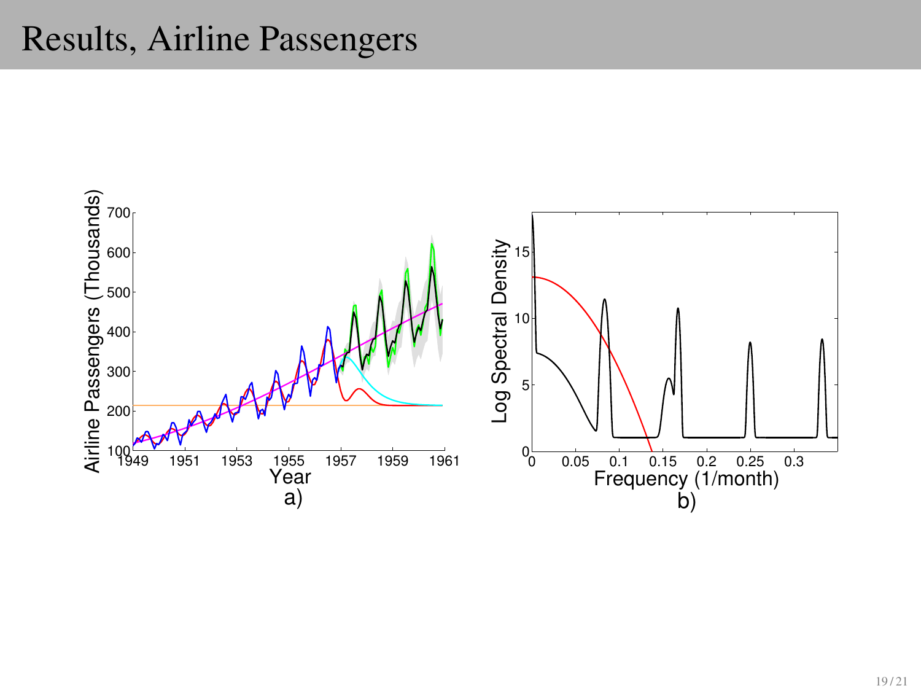# Results, Airline Passengers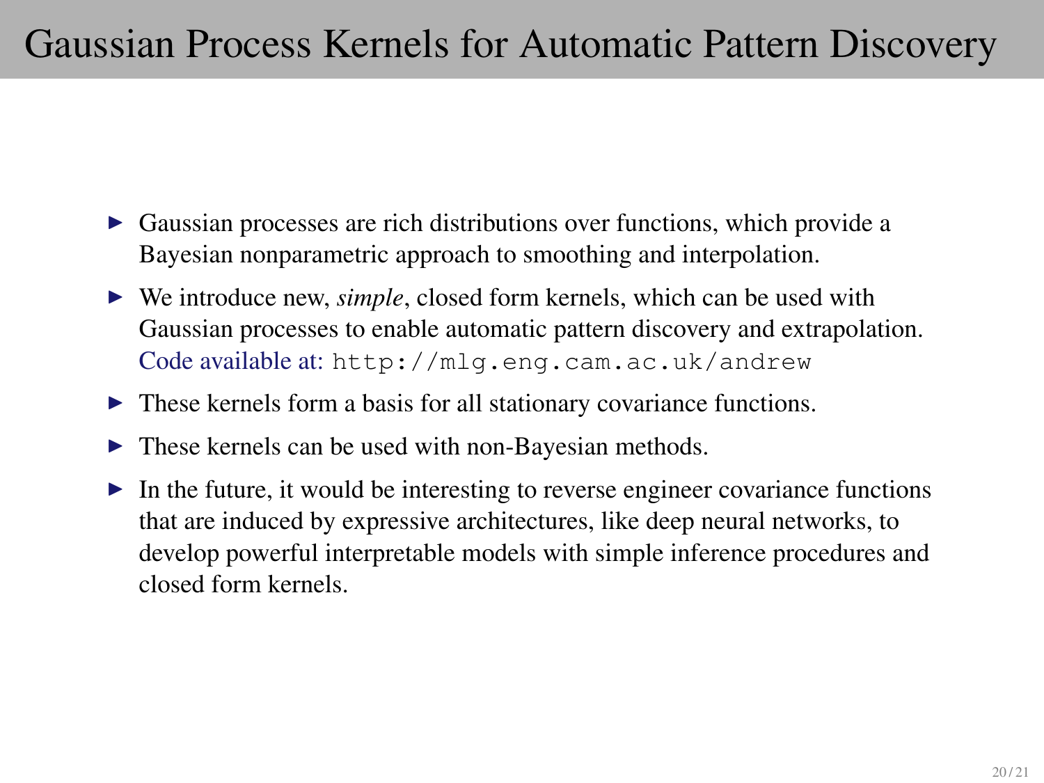# Gaussian Process Kernels for Automatic Pattern Discovery

- Gaussian processes are rich distributions over functions, which provide a Bayesian nonparametric approach to smoothing and interpolation.
- We introduce new, *simple*, closed form kernels, which can be used with Gaussian processes to enable automatic pattern discovery and extrapolation. Code available at: `http://mlg.eng.cam.ac.uk/andrew`
- These kernels form a basis for all stationary covariance functions.
- These kernels can be used with non-Bayesian methods.
- In the future, it would be interesting to reverse engineer covariance functions that are induced by expressive architectures, like deep neural networks, to develop powerful interpretable models with simple inference procedures and closed form kernels.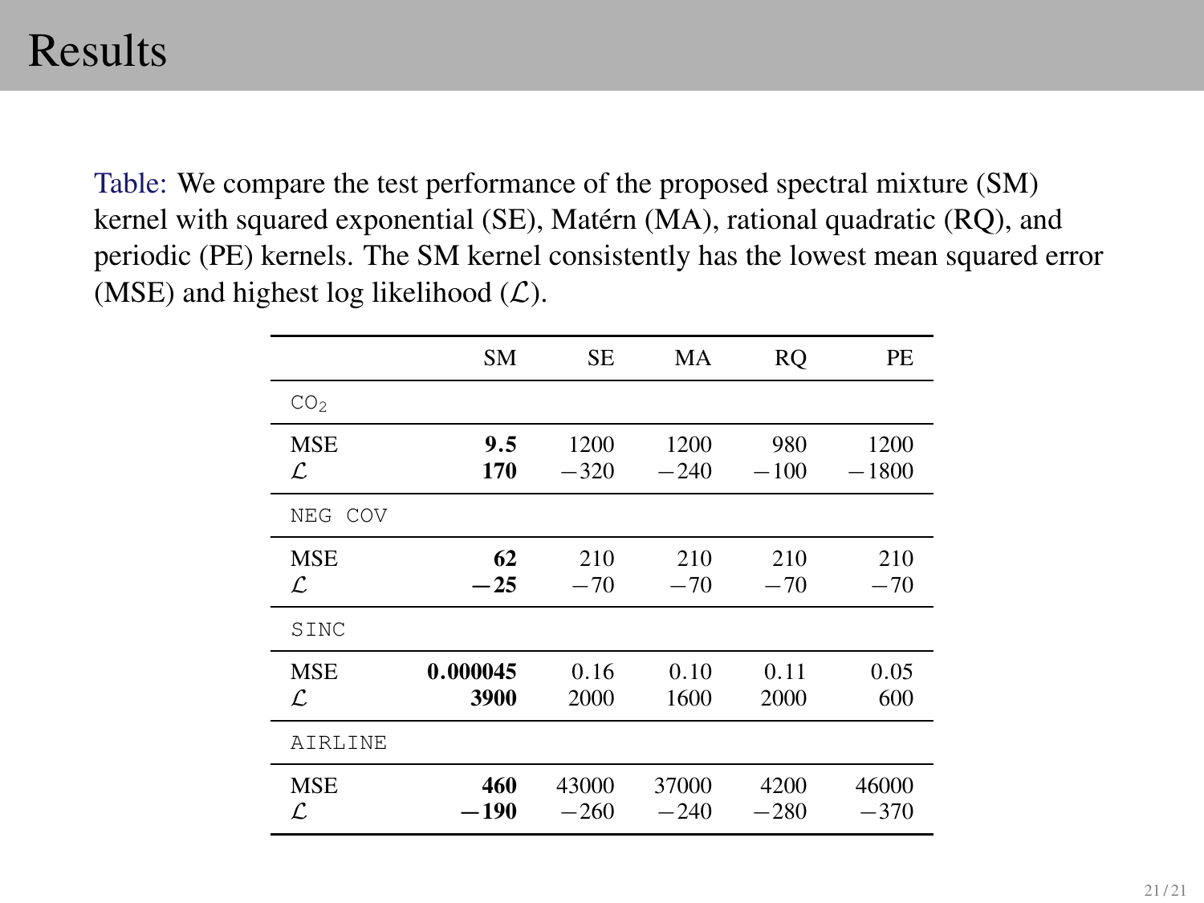# Results

Table: We compare the test performance of the proposed spectral mixture (SM) kernel with squared exponential (SE), Matérn (MA), rational quadratic (RQ), and periodic (PE) kernels. The SM kernel consistently has the lowest mean squared error (MSE) and highest log likelihood ($\mathcal{L}$).

| | SM | SE | MA | RQ | PE |
|---|---|---|---|---|---|
| $CO_2$ | | | | | |
| MSE | **9.5** | 1200 | 1200 | 980 | 1200 |
| $\mathcal{L}$ | **170** | $-320$ | $-240$ | $-100$ | $-1800$ |
| NEG COV | | | | | |
| MSE | **62** | 210 | 210 | 210 | 210 |
| $\mathcal{L}$ | **$-25$** | $-70$ | $-70$ | $-70$ | $-70$ |
| SINC | | | | | |
| MSE | **0.000045** | 0.16 | 0.10 | 0.11 | 0.05 |
| $\mathcal{L}$ | **3900** | 2000 | 1600 | 2000 | 600 |
| AIRLINE | | | | | |
| MSE | **460** | 43000 | 37000 | 4200 | 46000 |
| $\mathcal{L}$ | **$-190$** | $-260$ | $-240$ | $-280$ | $-370$ |